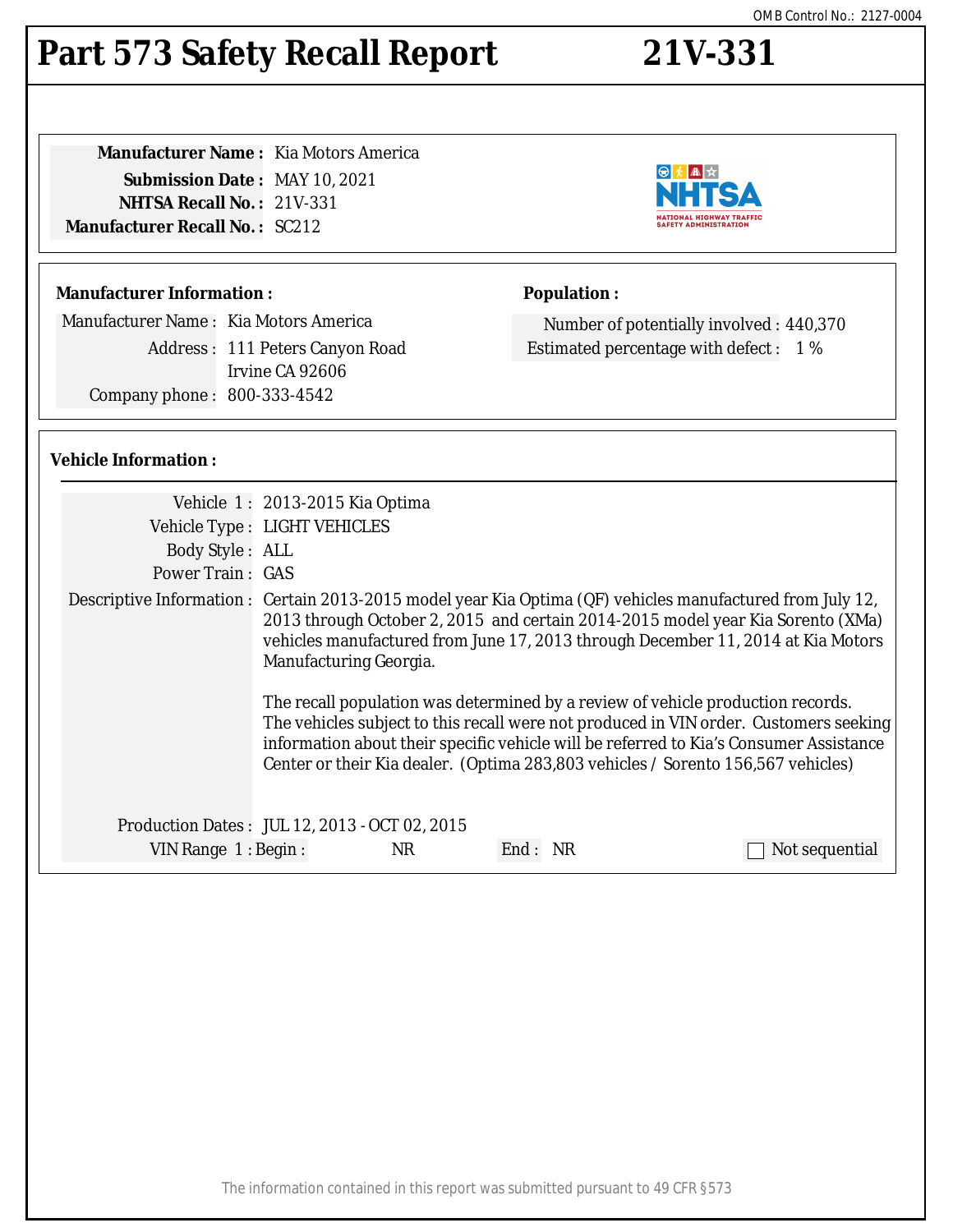OMB Control No.: 2127-0004

# Part 573 Safety Recall Report 21V-331

**Manufacturer Name :** Kia Motors America
**Submission Date :** MAY 10, 2021
**NHTSA Recall No. :** 21V-331
**Manufacturer Recall No. :** SC212

**Manufacturer Information :**

Manufacturer Name : Kia Motors America
Address : 111 Peters Canyon Road
Irvine CA 92606
Company phone : 800-333-4542

**Population :**

Number of potentially involved : 440,370
Estimated percentage with defect : 1 %

**Vehicle Information :**

Vehicle 1 : 2013-2015 Kia Optima
Vehicle Type : LIGHT VEHICLES
Body Style : ALL
Power Train : GAS
Descriptive Information : Certain 2013-2015 model year Kia Optima (QF) vehicles manufactured from July 12, 2013 through October 2, 2015 and certain 2014-2015 model year Kia Sorento (XMa) vehicles manufactured from June 17, 2013 through December 11, 2014 at Kia Motors Manufacturing Georgia.

The recall population was determined by a review of vehicle production records. The vehicles subject to this recall were not produced in VIN order. Customers seeking information about their specific vehicle will be referred to Kia's Consumer Assistance Center or their Kia dealer. (Optima 283,803 vehicles / Sorento 156,567 vehicles)

Production Dates : JUL 12, 2013 - OCT 02, 2015
VIN Range 1 : Begin : NR End : NR ☐ Not sequential

The information contained in this report was submitted pursuant to 49 CFR §573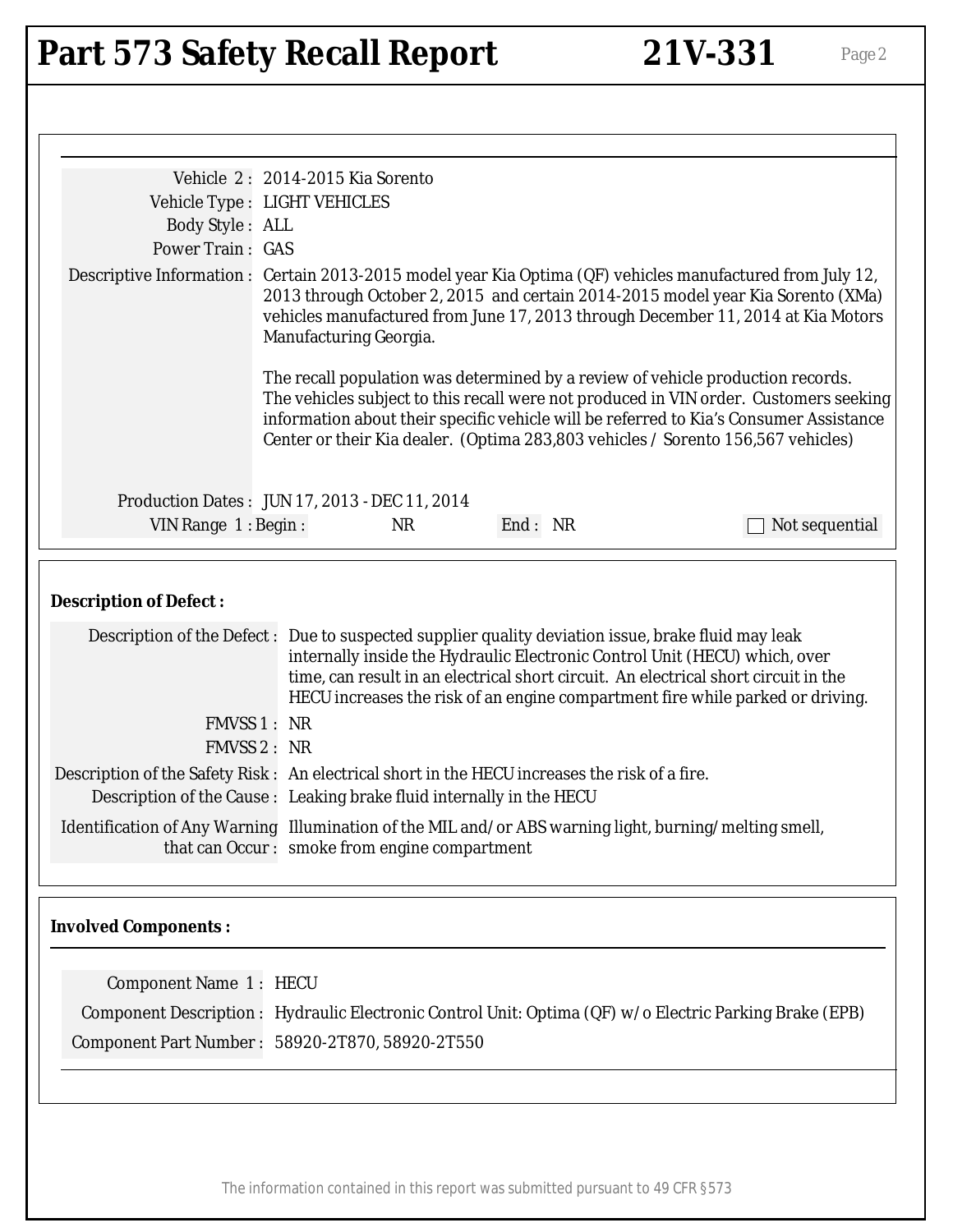# Part 573 Safety Recall Report 21V-331

Vehicle 2 : 2014-2015 Kia Sorento

Vehicle Type : LIGHT VEHICLES

Body Style : ALL

Power Train : GAS

Descriptive Information : Certain 2013-2015 model year Kia Optima (QF) vehicles manufactured from July 12, 2013 through October 2, 2015 and certain 2014-2015 model year Kia Sorento (XMa) vehicles manufactured from June 17, 2013 through December 11, 2014 at Kia Motors Manufacturing Georgia.

The recall population was determined by a review of vehicle production records. The vehicles subject to this recall were not produced in VIN order. Customers seeking information about their specific vehicle will be referred to Kia's Consumer Assistance Center or their Kia dealer. (Optima 283,803 vehicles / Sorento 156,567 vehicles)

Production Dates : JUN 17, 2013 - DEC 11, 2014

VIN Range 1 : Begin : NR End : NR ☐ Not sequential

## Description of Defect :

Description of the Defect : Due to suspected supplier quality deviation issue, brake fluid may leak internally inside the Hydraulic Electronic Control Unit (HECU) which, over time, can result in an electrical short circuit. An electrical short circuit in the HECU increases the risk of an engine compartment fire while parked or driving.

FMVSS 1 : NR

FMVSS 2 : NR

Description of the Safety Risk : An electrical short in the HECU increases the risk of a fire.

Description of the Cause : Leaking brake fluid internally in the HECU

Identification of Any Warning that can Occur : Illumination of the MIL and/or ABS warning light, burning/melting smell, smoke from engine compartment

## Involved Components :

Component Name 1 : HECU

Component Description : Hydraulic Electronic Control Unit: Optima (QF) w/o Electric Parking Brake (EPB)

Component Part Number : 58920-2T870, 58920-2T550

The information contained in this report was submitted pursuant to 49 CFR §573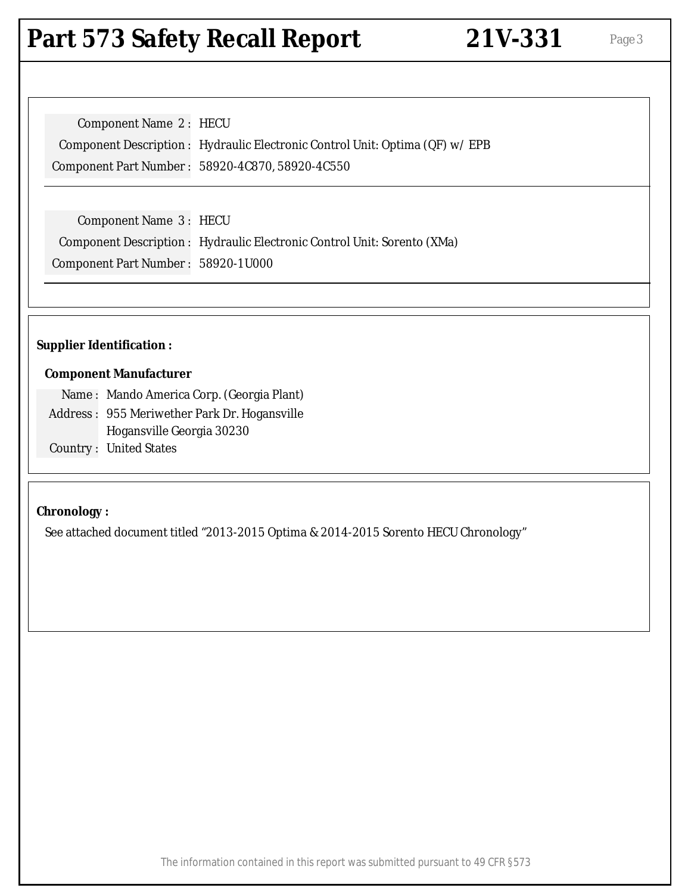Component Name 2 : HECU
Component Description : Hydraulic Electronic Control Unit: Optima (QF) w/ EPB
Component Part Number : 58920-4C870, 58920-4C550

Component Name 3 : HECU
Component Description : Hydraulic Electronic Control Unit: Sorento (XMa)
Component Part Number : 58920-1U000

**Supplier Identification :**

**Component Manufacturer**

Name : Mando America Corp. (Georgia Plant)
Address : 955 Meriwether Park Dr. Hogansville
Hogansville Georgia 30230
Country : United States

**Chronology :**

See attached document titled "2013-2015 Optima & 2014-2015 Sorento HECU Chronology"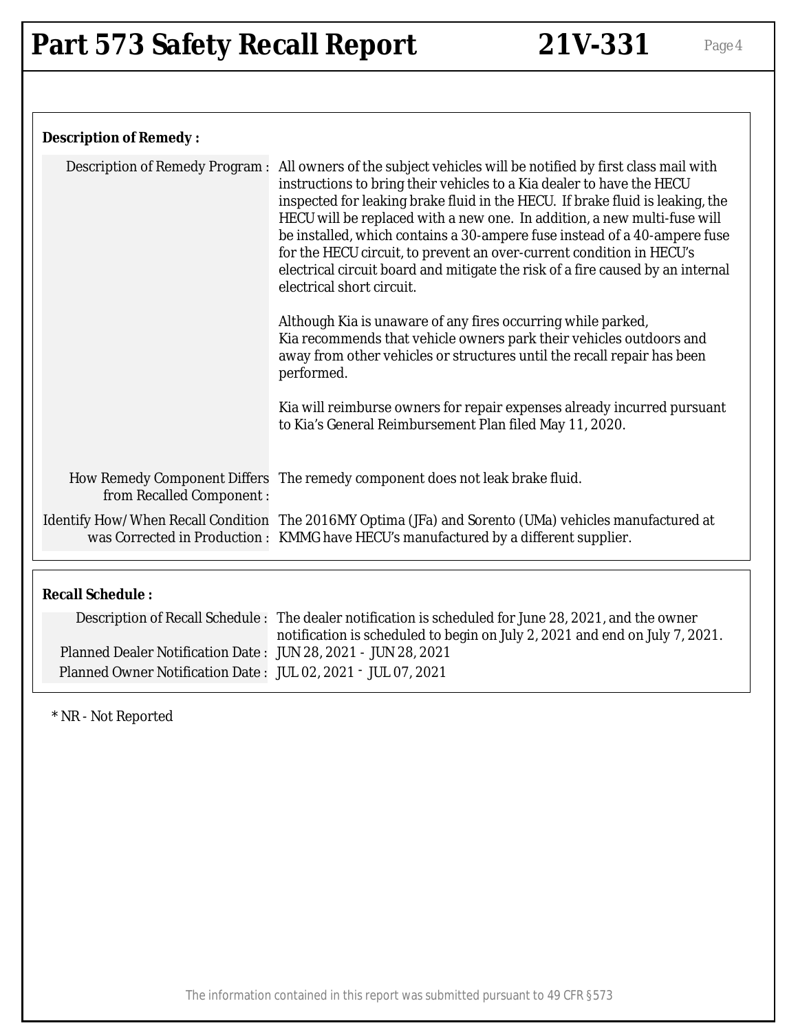## Description of Remedy :

| | |
|---|---|
| Description of Remedy Program : | All owners of the subject vehicles will be notified by first class mail with instructions to bring their vehicles to a Kia dealer to have the HECU inspected for leaking brake fluid in the HECU. If brake fluid is leaking, the HECU will be replaced with a new one. In addition, a new multi-fuse will be installed, which contains a 30-ampere fuse instead of a 40-ampere fuse for the HECU circuit, to prevent an over-current condition in HECU's electrical circuit board and mitigate the risk of a fire caused by an internal electrical short circuit.<br><br>Although Kia is unaware of any fires occurring while parked, Kia recommends that vehicle owners park their vehicles outdoors and away from other vehicles or structures until the recall repair has been performed.<br><br>Kia will reimburse owners for repair expenses already incurred pursuant to Kia's General Reimbursement Plan filed May 11, 2020. |
| How Remedy Component Differs from Recalled Component : | The remedy component does not leak brake fluid. |
| Identify How/When Recall Condition was Corrected in Production : | The 2016MY Optima (JFa) and Sorento (UMa) vehicles manufactured at KMMG have HECU's manufactured by a different supplier. |

## Recall Schedule :

| | |
|---|---|
| Description of Recall Schedule : | The dealer notification is scheduled for June 28, 2021, and the owner notification is scheduled to begin on July 2, 2021 and end on July 7, 2021. |
| Planned Dealer Notification Date : | JUN 28, 2021 - JUN 28, 2021 |
| Planned Owner Notification Date : | JUL 02, 2021 - JUL 07, 2021 |

* NR - Not Reported

The information contained in this report was submitted pursuant to 49 CFR §573